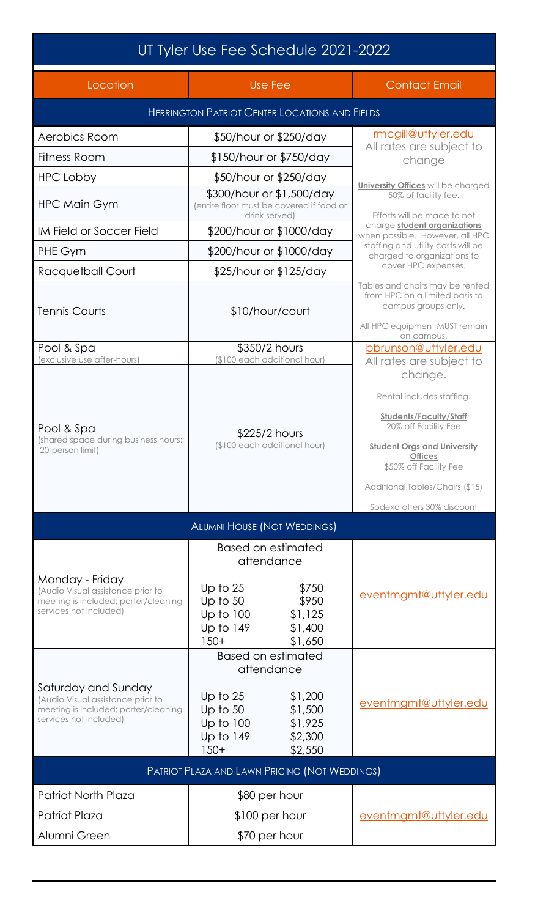# UT Tyler Use Fee Schedule 2021-2022

| Location | Use Fee | Contact Email |
|---|---|---|
| **HERRINGTON PATRIOT CENTER LOCATIONS AND FIELDS** | | |
| Aerobics Room | $50/hour or $250/day | rmcgill@uttyler.edu<br>All rates are subject to change<br><br>**University Offices** will be charged 50% of facility fee.<br><br>Efforts will be made to not charge **student organizations** when possible. However, all HPC staffing and utility costs will be charged to organizations to cover HPC expenses.<br><br>Tables and chairs may be rented from HPC on a limited basis to campus groups only.<br><br>All HPC equipment MUST remain on campus. |
| Fitness Room | $150/hour or $750/day | |
| HPC Lobby | $50/hour or $250/day | |
| HPC Main Gym | $300/hour or $1,500/day (entire floor must be covered if food or drink served) | |
| IM Field or Soccer Field | $200/hour or $1000/day | |
| PHE Gym | $200/hour or $1000/day | |
| Racquetball Court | $25/hour or $125/day | |
| Tennis Courts | $10/hour/court | |
| Pool & Spa (exclusive use after-hours) | $350/2 hours ($100 each additional hour) | bbrunson@uttyler.edu<br>All rates are subject to change.<br><br>Rental includes staffing.<br><br>**Students/Faculty/Staff** 20% off Facility Fee<br><br>**Student Orgs and University Offices** $50% off Facility Fee<br><br>Additional Tables/Chairs ($15)<br><br>Sodexo offers 30% discount |
| Pool & Spa (shared space during business hours; 20-person limit) | $225/2 hours ($100 each additional hour) | |
| **ALUMNI HOUSE (NOT WEDDINGS)** | | |
| Monday - Friday (Audio Visual assistance prior to meeting is included; porter/cleaning services not included) | Based on estimated attendance<br>Up to 25 — $750<br>Up to 50 — $950<br>Up to 100 — $1,125<br>Up to 149 — $1,400<br>150+ — $1,650 | eventmgmt@uttyler.edu |
| Saturday and Sunday (Audio Visual assistance prior to meeting is included; porter/cleaning services not included) | Based on estimated attendance<br>Up to 25 — $1,200<br>Up to 50 — $1,500<br>Up to 100 — $1,925<br>Up to 149 — $2,300<br>150+ — $2,550 | eventmgmt@uttyler.edu |
| **PATRIOT PLAZA AND LAWN PRICING (NOT WEDDINGS)** | | |
| Patriot North Plaza | $80 per hour | eventmgmt@uttyler.edu |
| Patriot Plaza | $100 per hour | |
| Alumni Green | $70 per hour | |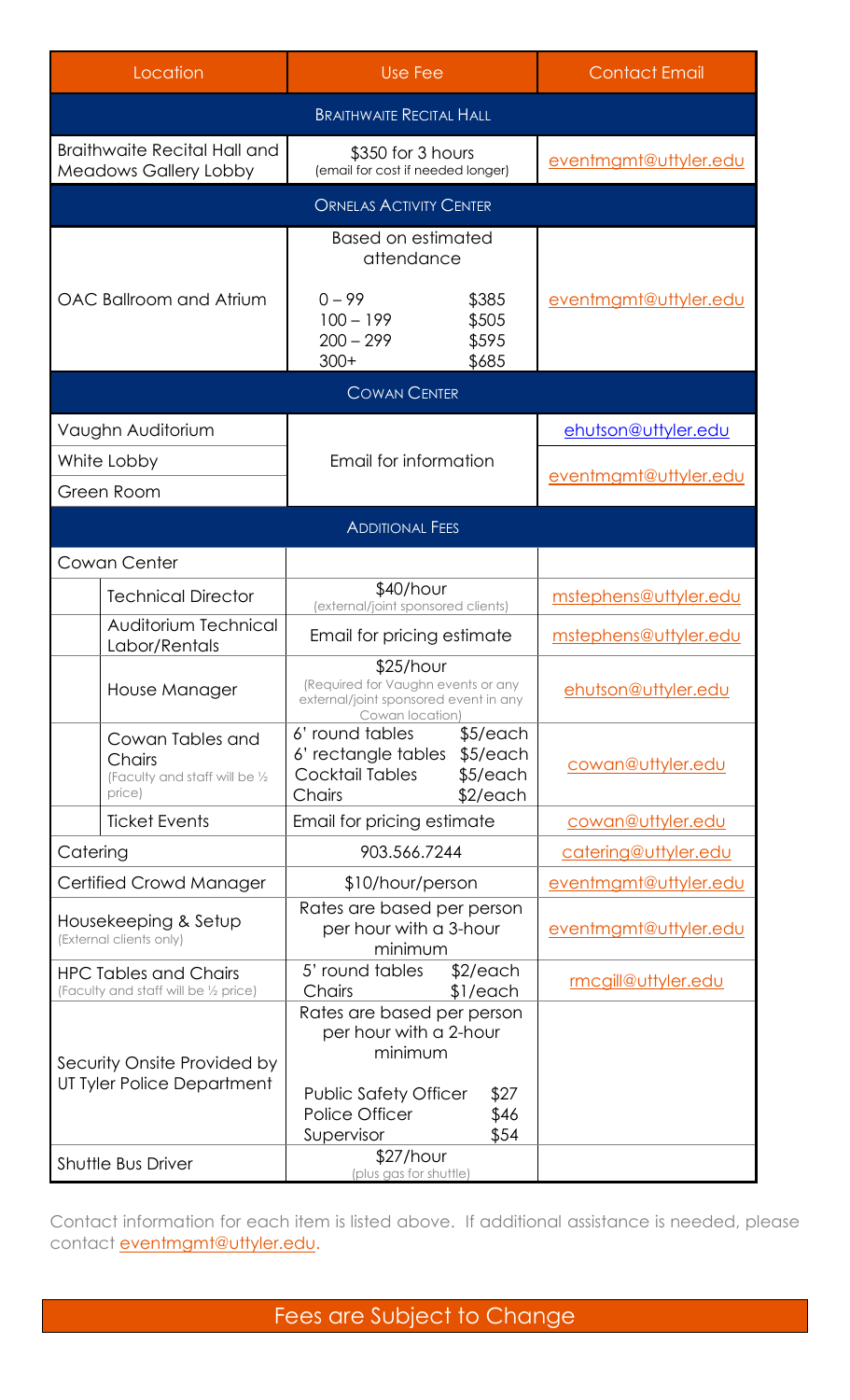| Location | Use Fee | Contact Email |
| --- | --- | --- |
| **Braithwaite Recital Hall** | | |
| Braithwaite Recital Hall and Meadows Gallery Lobby | $350 for 3 hours (email for cost if needed longer) | eventmgmt@uttyler.edu |
| **Ornelas Activity Center** | | |
| OAC Ballroom and Atrium | Based on estimated attendance<br>0 – 99 $385<br>100 – 199 $505<br>200 – 299 $595<br>300+ $685 | eventmgmt@uttyler.edu |
| **Cowan Center** | | |
| Vaughn Auditorium | Email for information | ehutson@uttyler.edu |
| White Lobby | | eventmgmt@uttyler.edu |
| Green Room | | |
| **Additional Fees** | | |
| Cowan Center | | |
| Technical Director | $40/hour (external/joint sponsored clients) | mstephens@uttyler.edu |
| Auditorium Technical Labor/Rentals | Email for pricing estimate | mstephens@uttyler.edu |
| House Manager | $25/hour (Required for Vaughn events or any external/joint sponsored event in any Cowan location) | ehutson@uttyler.edu |
| Cowan Tables and Chairs (Faculty and staff will be ½ price) | 6' round tables $5/each<br>6' rectangle tables $5/each<br>Cocktail Tables $5/each<br>Chairs $2/each | cowan@uttyler.edu |
| Ticket Events | Email for pricing estimate | cowan@uttyler.edu |
| Catering | 903.566.7244 | catering@uttyler.edu |
| Certified Crowd Manager | $10/hour/person | eventmgmt@uttyler.edu |
| Housekeeping & Setup (External clients only) | Rates are based per person per hour with a 3-hour minimum | eventmgmt@uttyler.edu |
| HPC Tables and Chairs (Faculty and staff will be ½ price) | 5' round tables $2/each<br>Chairs $1/each | rmcgill@uttyler.edu |
| Security Onsite Provided by UT Tyler Police Department | Rates are based per person per hour with a 2-hour minimum<br>Public Safety Officer $27<br>Police Officer $46<br>Supervisor $54 | |
| Shuttle Bus Driver | $27/hour (plus gas for shuttle) | |

Contact information for each item is listed above. If additional assistance is needed, please contact eventmgmt@uttyler.edu.

## Fees are Subject to Change